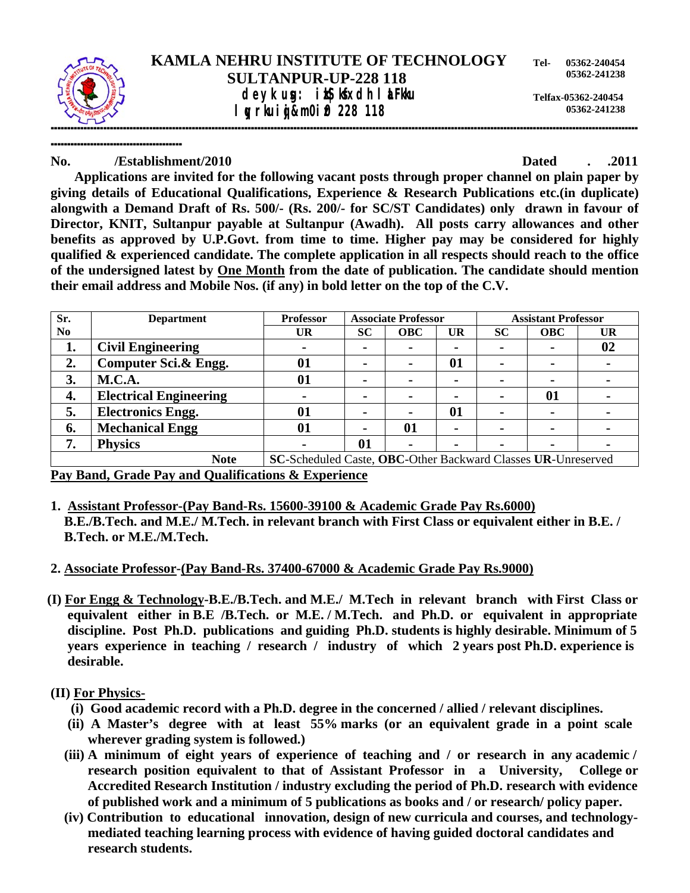# KAMLA NEHRU INSTITUTE OF TECHNOLOGY
## SULTANPUR-UP-228 118
## deyk usg: ikS|ksfxdh laLFkku
## lqYrkuiqj&m0iz0 228 118

Tel- 05362-240454
05362-241238

Telfax-05362-240454
05362-241238

**No. /Establishment/2010** **Dated . .2011**

**Applications are invited for the following vacant posts through proper channel on plain paper by giving details of Educational Qualifications, Experience & Research Publications etc.(in duplicate) alongwith a Demand Draft of Rs. 500/- (Rs. 200/- for SC/ST Candidates) only drawn in favour of Director, KNIT, Sultanpur payable at Sultanpur (Awadh). All posts carry allowances and other benefits as approved by U.P.Govt. from time to time. Higher pay may be considered for highly qualified & experienced candidate. The complete application in all respects should reach to the office of the undersigned latest by One Month from the date of publication. The candidate should mention their email address and Mobile Nos. (if any) in bold letter on the top of the C.V.**

| Sr. No | Department | Professor | Associate Professor | | | Assistant Professor | | |
|---|---|---|---|---|---|---|---|---|
| | | UR | SC | OBC | UR | SC | OBC | UR |
| 1. | Civil Engineering | - | - | - | - | - | - | 02 |
| 2. | Computer Sci.& Engg. | 01 | - | - | 01 | - | - | - |
| 3. | M.C.A. | 01 | - | - | - | - | - | - |
| 4. | Electrical Engineering | - | - | - | - | - | 01 | - |
| 5. | Electronics Engg. | 01 | - | - | 01 | - | - | - |
| 6. | Mechanical Engg | 01 | - | 01 | - | - | - | - |
| 7. | Physics | - | 01 | - | - | - | - | - |
| | Note | SC-Scheduled Caste, OBC-Other Backward Classes UR-Unreserved | | | | | | |

**Pay Band, Grade Pay and Qualifications & Experience**

1. **Assistant Professor-(Pay Band-Rs. 15600-39100 & Academic Grade Pay Rs.6000)**
   **B.E./B.Tech. and M.E./ M.Tech. in relevant branch with First Class or equivalent either in B.E. / B.Tech. or M.E./M.Tech.**

2. **Associate Professor-(Pay Band-Rs. 37400-67000 & Academic Grade Pay Rs.9000)**

**(I) For Engg & Technology-B.E./B.Tech. and M.E./ M.Tech in relevant branch with First Class or equivalent either in B.E /B.Tech. or M.E. / M.Tech. and Ph.D. or equivalent in appropriate discipline. Post Ph.D. publications and guiding Ph.D. students is highly desirable. Minimum of 5 years experience in teaching / research / industry of which 2 years post Ph.D. experience is desirable.**

**(II) For Physics-**

- **(i) Good academic record with a Ph.D. degree in the concerned / allied / relevant disciplines.**
- **(ii) A Master's degree with at least 55% marks (or an equivalent grade in a point scale wherever grading system is followed.)**
- **(iii) A minimum of eight years of experience of teaching and / or research in any academic / research position equivalent to that of Assistant Professor in a University, College or Accredited Research Institution / industry excluding the period of Ph.D. research with evidence of published work and a minimum of 5 publications as books and / or research/ policy paper.**
- **(iv) Contribution to educational innovation, design of new curricula and courses, and technology-mediated teaching learning process with evidence of having guided doctoral candidates and research students.**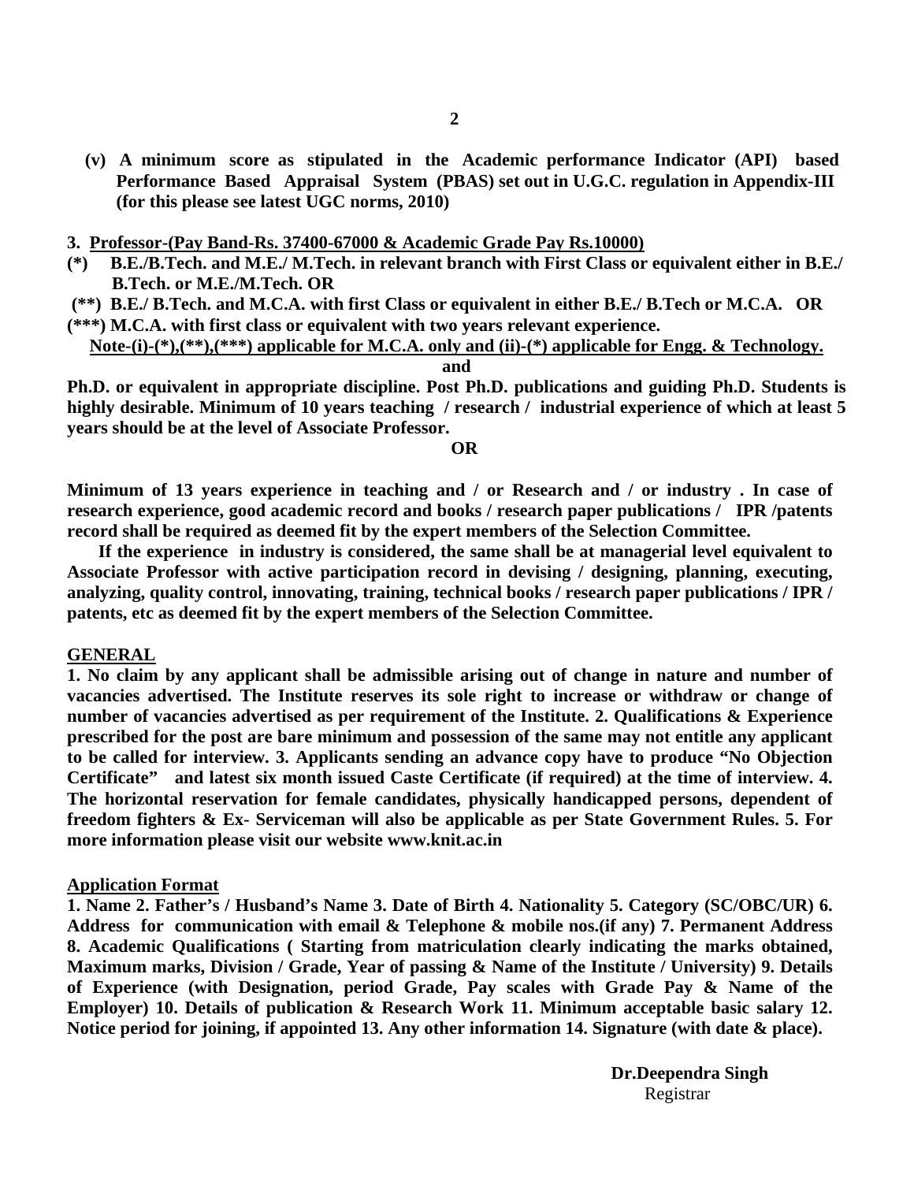**(v) A minimum score as stipulated in the Academic performance Indicator (API) based Performance Based Appraisal System (PBAS) set out in U.G.C. regulation in Appendix-III (for this please see latest UGC norms, 2010)**

**3. <u>Professor-(Pay Band-Rs. 37400-67000 & Academic Grade Pay Rs.10000)</u>**

**(*) B.E./B.Tech. and M.E./ M.Tech. in relevant branch with First Class or equivalent either in B.E./ B.Tech. or M.E./M.Tech. OR**

**(**) B.E./ B.Tech. and M.C.A. with first Class or equivalent in either B.E./ B.Tech or M.C.A. OR**

**(***) M.C.A. with first class or equivalent with two years relevant experience.**

**<u>Note-(i)-(*),(**),(***) applicable for M.C.A. only and (ii)-(*) applicable for Engg. & Technology.</u>**

**and**

**Ph.D. or equivalent in appropriate discipline. Post Ph.D. publications and guiding Ph.D. Students is highly desirable. Minimum of 10 years teaching / research / industrial experience of which at least 5 years should be at the level of Associate Professor.**

**OR**

**Minimum of 13 years experience in teaching and / or Research and / or industry . In case of research experience, good academic record and books / research paper publications / IPR /patents record shall be required as deemed fit by the expert members of the Selection Committee.**

**If the experience in industry is considered, the same shall be at managerial level equivalent to Associate Professor with active participation record in devising / designing, planning, executing, analyzing, quality control, innovating, training, technical books / research paper publications / IPR / patents, etc as deemed fit by the expert members of the Selection Committee.**

**<u>GENERAL</u>**

**1. No claim by any applicant shall be admissible arising out of change in nature and number of vacancies advertised. The Institute reserves its sole right to increase or withdraw or change of number of vacancies advertised as per requirement of the Institute. 2. Qualifications & Experience prescribed for the post are bare minimum and possession of the same may not entitle any applicant to be called for interview. 3. Applicants sending an advance copy have to produce "No Objection Certificate" and latest six month issued Caste Certificate (if required) at the time of interview. 4. The horizontal reservation for female candidates, physically handicapped persons, dependent of freedom fighters & Ex- Serviceman will also be applicable as per State Government Rules. 5. For more information please visit our website www.knit.ac.in**

**<u>Application Format</u>**

**1. Name 2. Father's / Husband's Name 3. Date of Birth 4. Nationality 5. Category (SC/OBC/UR) 6. Address for communication with email & Telephone & mobile nos.(if any) 7. Permanent Address 8. Academic Qualifications ( Starting from matriculation clearly indicating the marks obtained, Maximum marks, Division / Grade, Year of passing & Name of the Institute / University) 9. Details of Experience (with Designation, period Grade, Pay scales with Grade Pay & Name of the Employer) 10. Details of publication & Research Work 11. Minimum acceptable basic salary 12. Notice period for joining, if appointed 13. Any other information 14. Signature (with date & place).**

**Dr.Deependra Singh**
Registrar